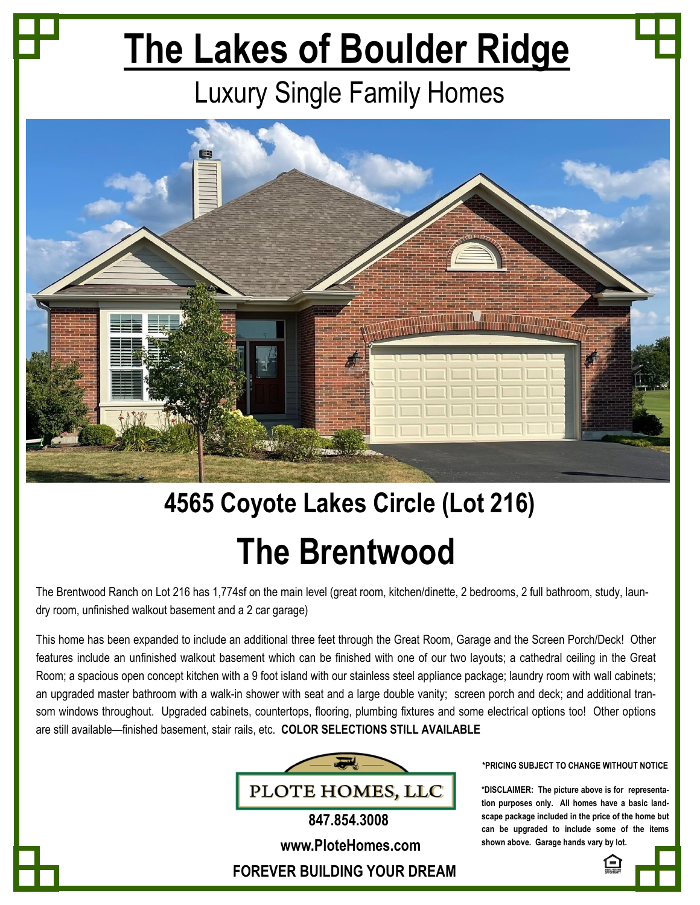# The Lakes of Boulder Ridge

## Luxury Single Family Homes

## 4565 Coyote Lakes Circle (Lot 216)

# The Brentwood

The Brentwood Ranch on Lot 216 has 1,774sf on the main level (great room, kitchen/dinette, 2 bedrooms, 2 full bathroom, study, laundry room, unfinished walkout basement and a 2 car garage)

This home has been expanded to include an additional three feet through the Great Room, Garage and the Screen Porch/Deck! Other features include an unfinished walkout basement which can be finished with one of our two layouts; a cathedral ceiling in the Great Room; a spacious open concept kitchen with a 9 foot island with our stainless steel appliance package; laundry room with wall cabinets; an upgraded master bathroom with a walk-in shower with seat and a large double vanity; screen porch and deck; and additional transom windows throughout. Upgraded cabinets, countertops, flooring, plumbing fixtures and some electrical options too! Other options are still available—finished basement, stair rails, etc. **COLOR SELECTIONS STILL AVAILABLE**

PLOTE HOMES, LLC

**847.854.3008**

**www.PloteHomes.com**

**FOREVER BUILDING YOUR DREAM**

**\*PRICING SUBJECT TO CHANGE WITHOUT NOTICE**

**\*DISCLAIMER: The picture above is for representation purposes only. All homes have a basic landscape package included in the price of the home but can be upgraded to include some of the items shown above. Garage hands vary by lot.**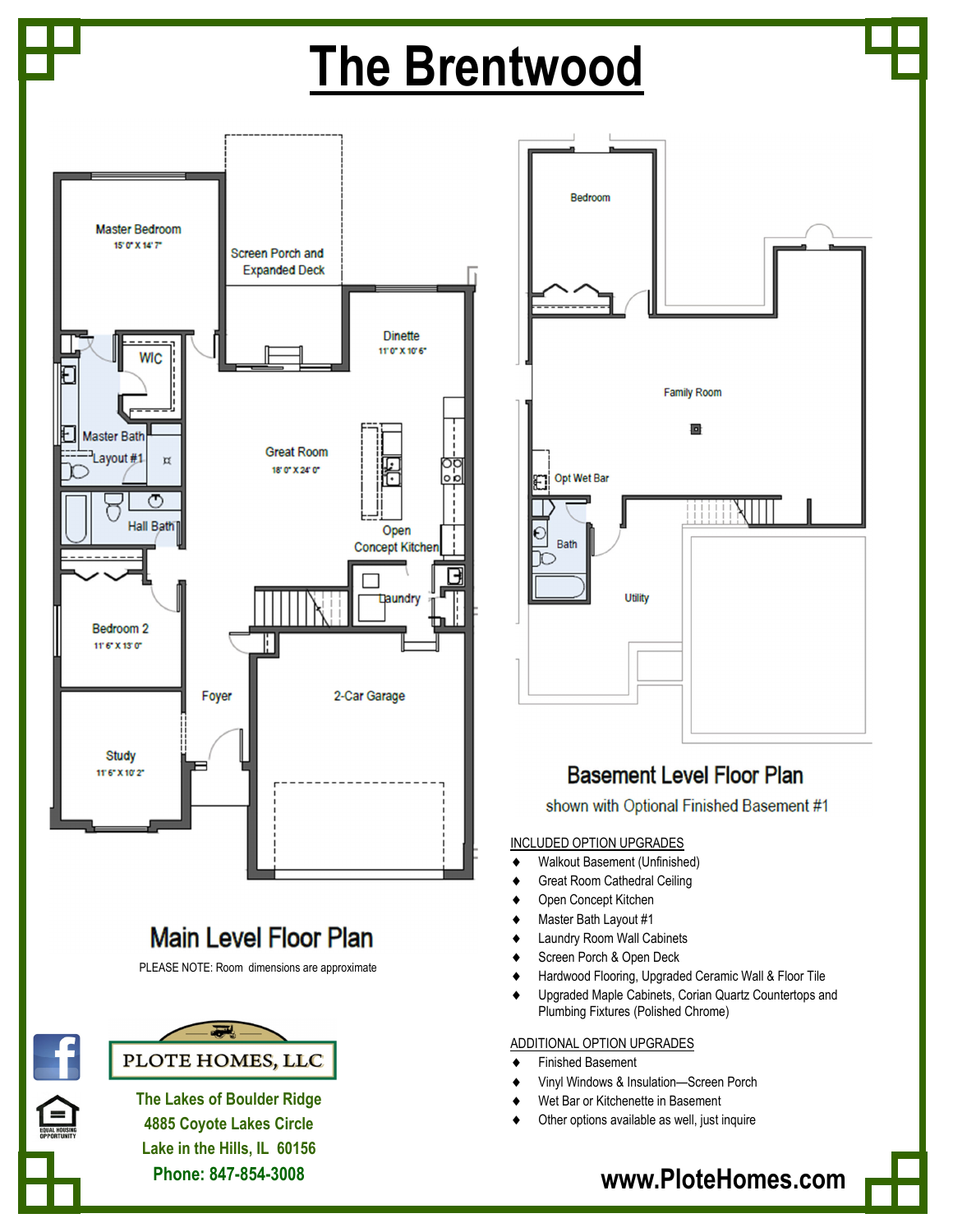# The Brentwood

Master Bedroom
15' 0" X 14' 7"

Screen Porch and Expanded Deck

WIC

Dinette
11' 0" X 10' 6"

Master Bath Layout #1

Great Room
18' 0" X 24' 0"

Hall Bath

Open Concept Kitchen

Laundry

Bedroom 2
11' 6" X 13' 0"

Foyer

2-Car Garage

Study
11' 6" X 10' 2"

## Main Level Floor Plan

PLEASE NOTE: Room dimensions are approximate

Bedroom

Family Room

Opt Wet Bar

Bath

Utility

## Basement Level Floor Plan

shown with Optional Finished Basement #1

INCLUDED OPTION UPGRADES

- Walkout Basement (Unfinished)
- Great Room Cathedral Ceiling
- Open Concept Kitchen
- Master Bath Layout #1
- Laundry Room Wall Cabinets
- Screen Porch & Open Deck
- Hardwood Flooring, Upgraded Ceramic Wall & Floor Tile
- Upgraded Maple Cabinets, Corian Quartz Countertops and Plumbing Fixtures (Polished Chrome)

ADDITIONAL OPTION UPGRADES

- Finished Basement
- Vinyl Windows & Insulation—Screen Porch
- Wet Bar or Kitchenette in Basement
- Other options available as well, just inquire

PLOTE HOMES, LLC

The Lakes of Boulder Ridge
4885 Coyote Lakes Circle
Lake in the Hills, IL 60156
Phone: 847-854-3008

EQUAL HOUSING OPPORTUNITY

www.PloteHomes.com